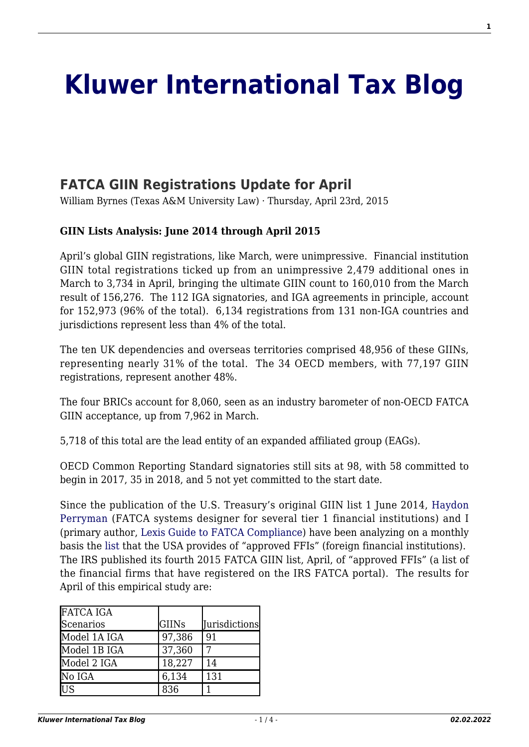# [Kluwer International Tax Blog](http://kluwertaxblog.com/)

## FATCA GIIN Registrations Update for April

William Byrnes (Texas A&M University Law) · Thursday, April 23rd, 2015

**GIIN Lists Analysis: June 2014 through April 2015**

April's global GIIN registrations, like March, were unimpressive. Financial institution GIIN total registrations ticked up from an unimpressive 2,479 additional ones in March to 3,734 in April, bringing the ultimate GIIN count to 160,010 from the March result of 156,276. The 112 IGA signatories, and IGA agreements in principle, account for 152,973 (96% of the total). 6,134 registrations from 131 non-IGA countries and jurisdictions represent less than 4% of the total.

The ten UK dependencies and overseas territories comprised 48,956 of these GIINs, representing nearly 31% of the total. The 34 OECD members, with 77,197 GIIN registrations, represent another 48%.

The four BRICs account for 8,060, seen as an industry barometer of non-OECD FATCA GIIN acceptance, up from 7,962 in March.

5,718 of this total are the lead entity of an expanded affiliated group (EAGs).

OECD Common Reporting Standard signatories still sits at 98, with 58 committed to begin in 2017, 35 in 2018, and 5 not yet committed to the start date.

Since the publication of the U.S. Treasury's original GIIN list 1 June 2014, Haydon Perryman (FATCA systems designer for several tier 1 financial institutions) and I (primary author, Lexis Guide to FATCA Compliance) have been analyzing on a monthly basis the list that the USA provides of "approved FFIs" (foreign financial institutions). The IRS published its fourth 2015 FATCA GIIN list, April, of "approved FFIs" (a list of the financial firms that have registered on the IRS FATCA portal). The results for April of this empirical study are:

| FATCA IGA Scenarios | GIINs | Jurisdictions |
|---|---|---|
| Model 1A IGA | 97,386 | 91 |
| Model 1B IGA | 37,360 | 7 |
| Model 2 IGA | 18,227 | 14 |
| No IGA | 6,134 | 131 |
| US | 836 | 1 |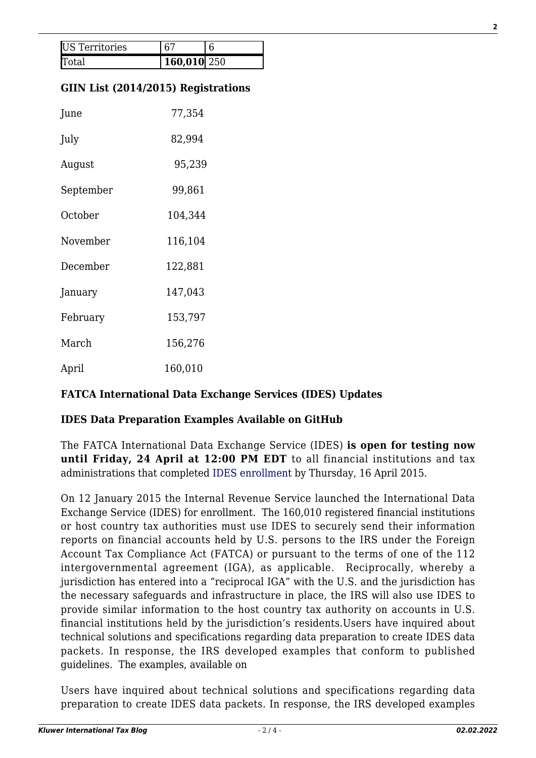| US Territories | 67 | 6 |
|---|---|---|
| Total | **160,010** | 250 |

**GIIN List (2014/2015) Registrations**

| | |
|---|---|
| June | 77,354 |
| July | 82,994 |
| August | 95,239 |
| September | 99,861 |
| October | 104,344 |
| November | 116,104 |
| December | 122,881 |
| January | 147,043 |
| February | 153,797 |
| March | 156,276 |
| April | 160,010 |

**FATCA International Data Exchange Services (IDES) Updates**

**IDES Data Preparation Examples Available on GitHub**

The FATCA International Data Exchange Service (IDES) **is open for testing now until Friday, 24 April at 12:00 PM EDT** to all financial institutions and tax administrations that completed IDES enrollment by Thursday, 16 April 2015.

On 12 January 2015 the Internal Revenue Service launched the International Data Exchange Service (IDES) for enrollment. The 160,010 registered financial institutions or host country tax authorities must use IDES to securely send their information reports on financial accounts held by U.S. persons to the IRS under the Foreign Account Tax Compliance Act (FATCA) or pursuant to the terms of one of the 112 intergovernmental agreement (IGA), as applicable. Reciprocally, whereby a jurisdiction has entered into a "reciprocal IGA" with the U.S. and the jurisdiction has the necessary safeguards and infrastructure in place, the IRS will also use IDES to provide similar information to the host country tax authority on accounts in U.S. financial institutions held by the jurisdiction's residents.Users have inquired about technical solutions and specifications regarding data preparation to create IDES data packets. In response, the IRS developed examples that conform to published guidelines. The examples, available on

Users have inquired about technical solutions and specifications regarding data preparation to create IDES data packets. In response, the IRS developed examples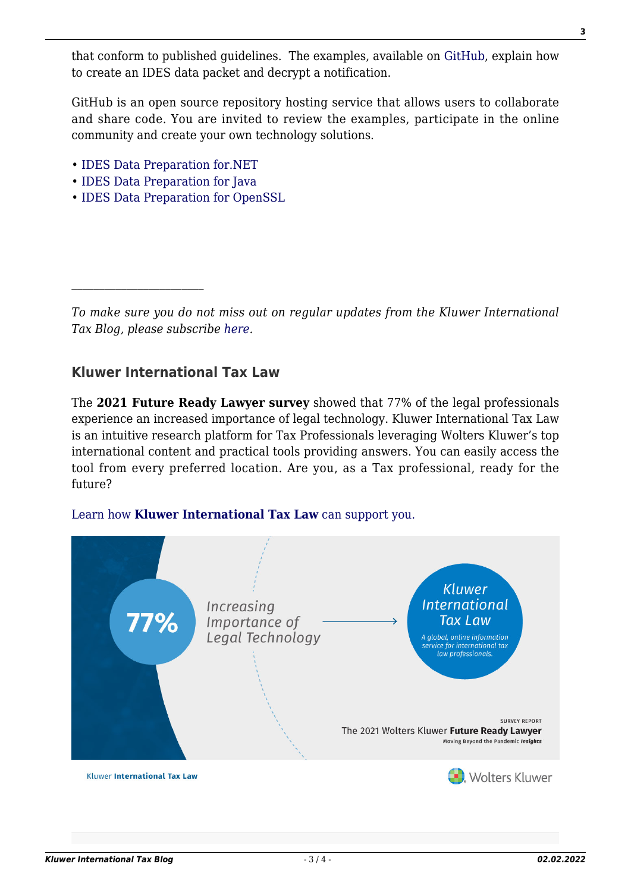that conform to published guidelines. The examples, available on GitHub, explain how to create an IDES data packet and decrypt a notification.

GitHub is an open source repository hosting service that allows users to collaborate and share code. You are invited to review the examples, participate in the online community and create your own technology solutions.

- IDES Data Preparation for.NET
- IDES Data Preparation for Java
- IDES Data Preparation for OpenSSL

---

*To make sure you do not miss out on regular updates from the Kluwer International Tax Blog, please subscribe here.*

### Kluwer International Tax Law

The **2021 Future Ready Lawyer survey** showed that 77% of the legal professionals experience an increased importance of legal technology. Kluwer International Tax Law is an intuitive research platform for Tax Professionals leveraging Wolters Kluwer's top international content and practical tools providing answers. You can easily access the tool from every preferred location. Are you, as a Tax professional, ready for the future?

Learn how **Kluwer International Tax Law** can support you.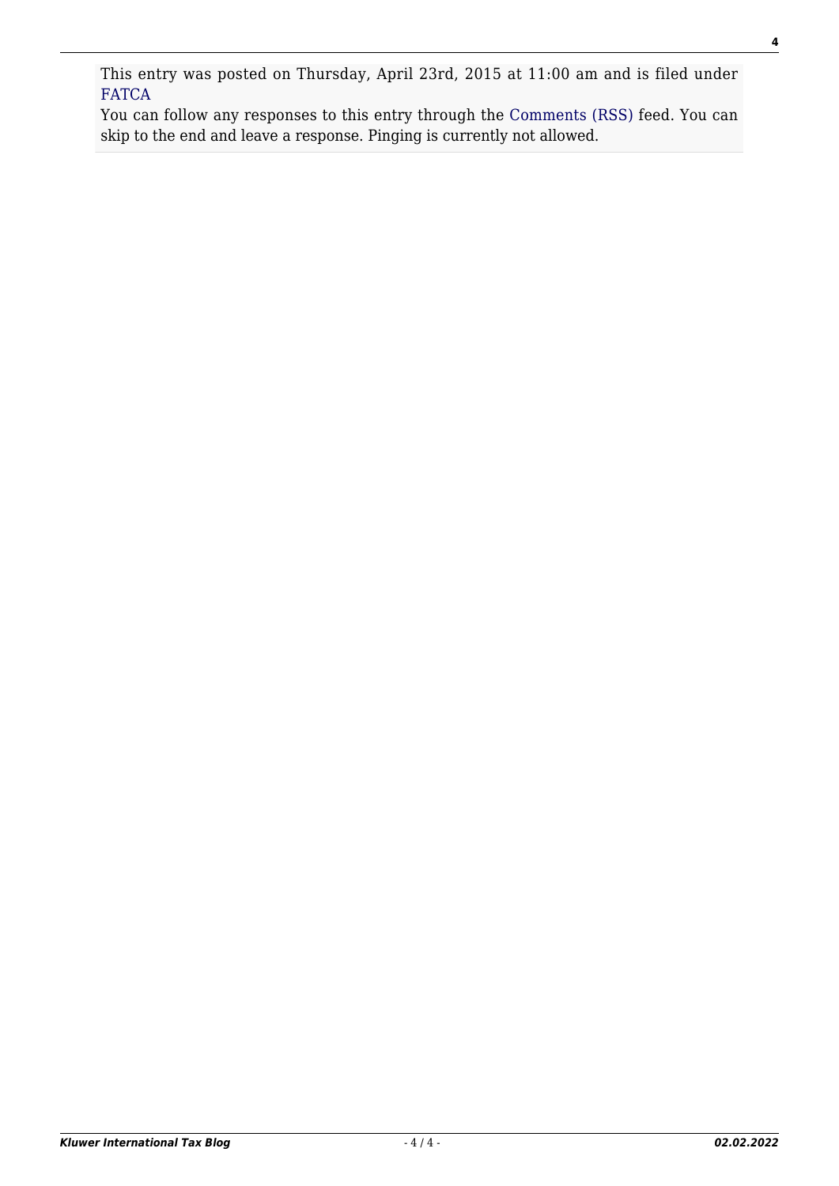This entry was posted on Thursday, April 23rd, 2015 at 11:00 am and is filed under FATCA
You can follow any responses to this entry through the Comments (RSS) feed. You can skip to the end and leave a response. Pinging is currently not allowed.